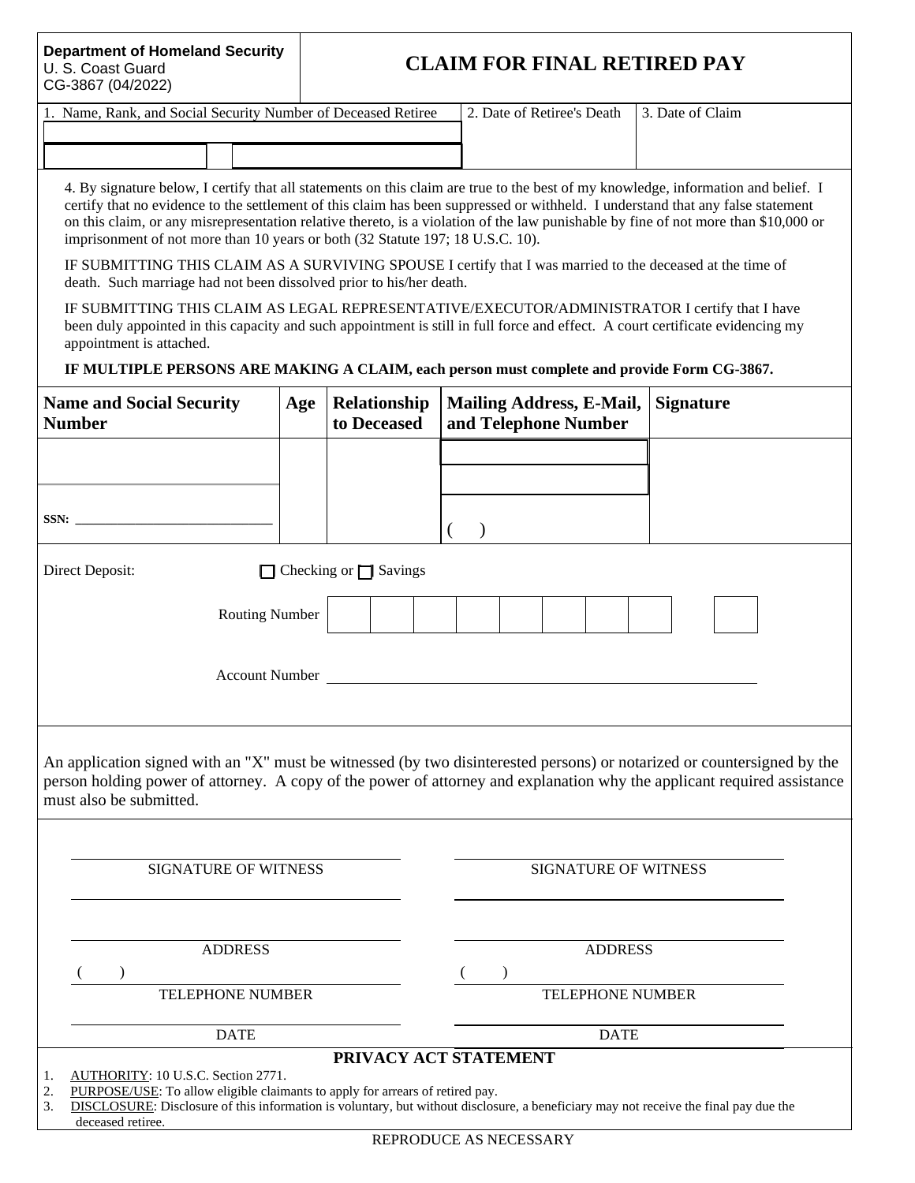**Department of Homeland Security**
U. S. Coast Guard
CG-3867 (04/2022)

# CLAIM FOR FINAL RETIRED PAY

| 1. Name, Rank, and Social Security Number of Deceased Retiree | 2. Date of Retiree's Death | 3. Date of Claim |
|---|---|---|
| | | |

4. By signature below, I certify that all statements on this claim are true to the best of my knowledge, information and belief. I certify that no evidence to the settlement of this claim has been suppressed or withheld. I understand that any false statement on this claim, or any misrepresentation relative thereto, is a violation of the law punishable by fine of not more than $10,000 or imprisonment of not more than 10 years or both (32 Statute 197; 18 U.S.C. 10).

IF SUBMITTING THIS CLAIM AS A SURVIVING SPOUSE I certify that I was married to the deceased at the time of death. Such marriage had not been dissolved prior to his/her death.

IF SUBMITTING THIS CLAIM AS LEGAL REPRESENTATIVE/EXECUTOR/ADMINISTRATOR I certify that I have been duly appointed in this capacity and such appointment is still in full force and effect. A court certificate evidencing my appointment is attached.

**IF MULTIPLE PERSONS ARE MAKING A CLAIM, each person must complete and provide Form CG-3867.**

| Name and Social Security Number | Age | Relationship to Deceased | Mailing Address, E-Mail, and Telephone Number | Signature |
|---|---|---|---|---|
| SSN: ______ | | | ( ) | |

Direct Deposit: ☐ Checking or ☐ Savings

Routing Number

Account Number ______

An application signed with an "X" must be witnessed (by two disinterested persons) or notarized or countersigned by the person holding power of attorney. A copy of the power of attorney and explanation why the applicant required assistance must also be submitted.

| | |
|---|---|
| SIGNATURE OF WITNESS | SIGNATURE OF WITNESS |
| ADDRESS | ADDRESS |
| ( ) TELEPHONE NUMBER | ( ) TELEPHONE NUMBER |
| DATE | DATE |

## PRIVACY ACT STATEMENT

1. AUTHORITY: 10 U.S.C. Section 2771.
2. PURPOSE/USE: To allow eligible claimants to apply for arrears of retired pay.
3. DISCLOSURE: Disclosure of this information is voluntary, but without disclosure, a beneficiary may not receive the final pay due the deceased retiree.

REPRODUCE AS NECESSARY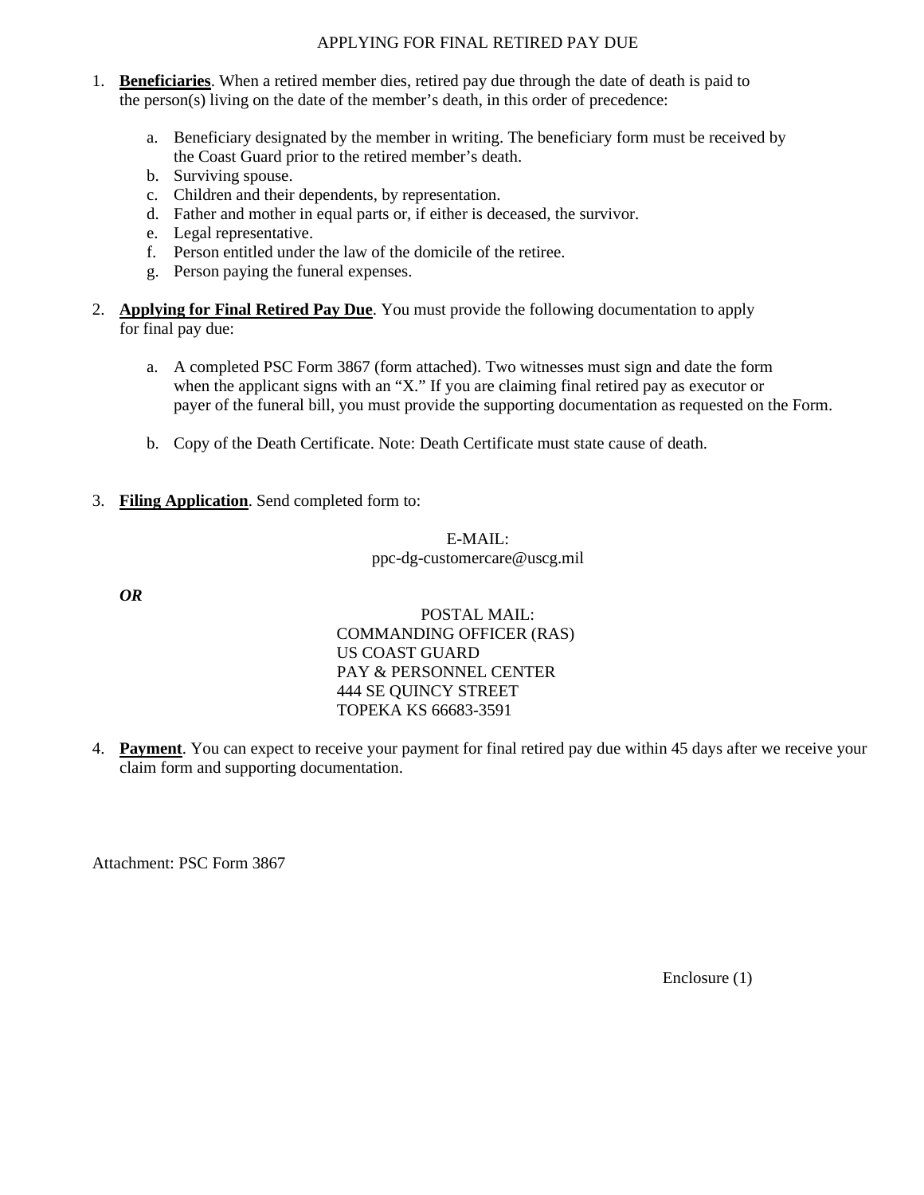# APPLYING FOR FINAL RETIRED PAY DUE

1. **Beneficiaries**. When a retired member dies, retired pay due through the date of death is paid to the person(s) living on the date of the member's death, in this order of precedence:

    a. Beneficiary designated by the member in writing. The beneficiary form must be received by the Coast Guard prior to the retired member's death.
    b. Surviving spouse.
    c. Children and their dependents, by representation.
    d. Father and mother in equal parts or, if either is deceased, the survivor.
    e. Legal representative.
    f. Person entitled under the law of the domicile of the retiree.
    g. Person paying the funeral expenses.

2. **Applying for Final Retired Pay Due**. You must provide the following documentation to apply for final pay due:

    a. A completed PSC Form 3867 (form attached). Two witnesses must sign and date the form when the applicant signs with an "X." If you are claiming final retired pay as executor or payer of the funeral bill, you must provide the supporting documentation as requested on the Form.

    b. Copy of the Death Certificate. Note: Death Certificate must state cause of death.

3. **Filing Application**. Send completed form to:

    E-MAIL:
    ppc-dg-customercare@uscg.mil

    ***OR***

    POSTAL MAIL:
    COMMANDING OFFICER (RAS)
    US COAST GUARD
    PAY & PERSONNEL CENTER
    444 SE QUINCY STREET
    TOPEKA KS 66683-3591

4. **Payment**. You can expect to receive your payment for final retired pay due within 45 days after we receive your claim form and supporting documentation.

Attachment: PSC Form 3867

Enclosure (1)